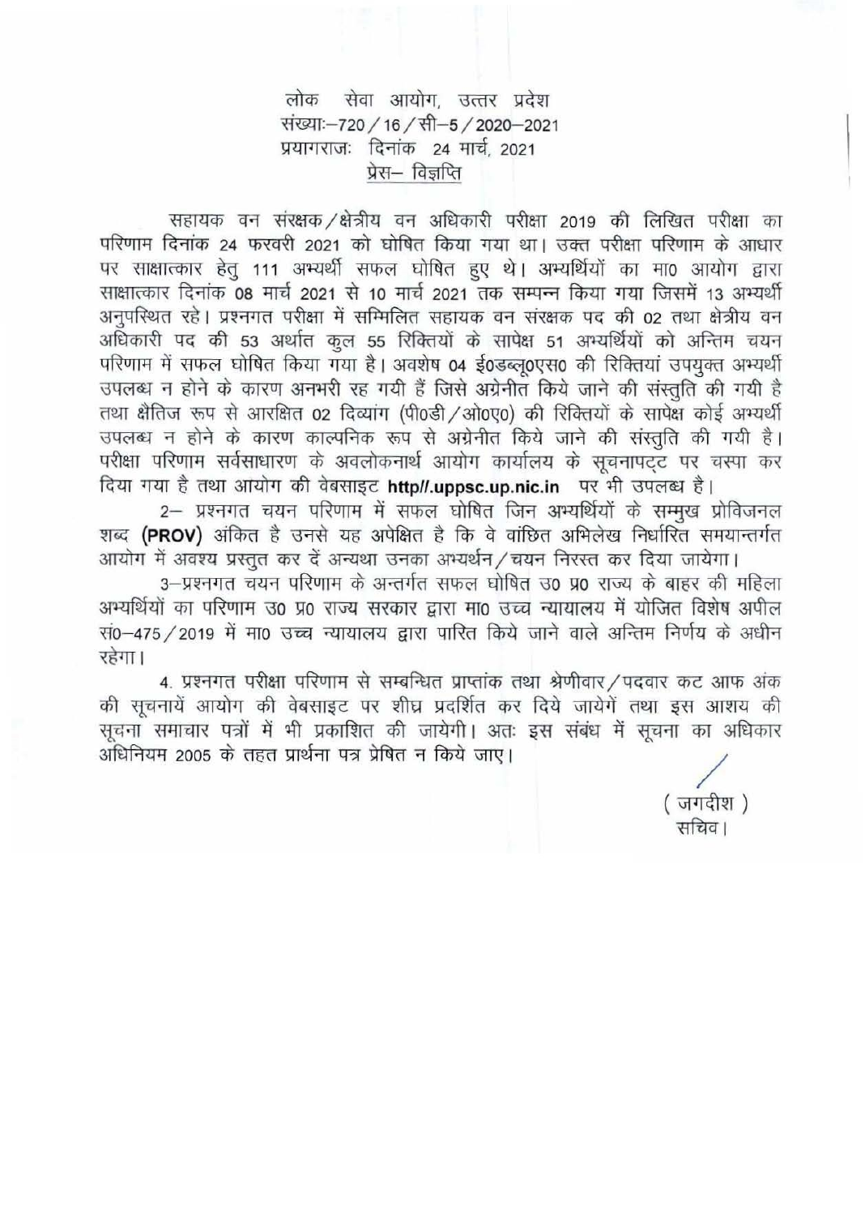लोक सेवा आयोग, उत्तर प्रदेश
संख्याः–720/16/सी–5/2020–2021
प्रयागराजः दिनांक 24 मार्च, 2021

प्रेस– विज्ञप्ति

सहायक वन संरक्षक/क्षेत्रीय वन अधिकारी परीक्षा 2019 की लिखित परीक्षा का परिणाम दिनांक 24 फरवरी 2021 को घोषित किया गया था। उक्त परीक्षा परिणाम के आधार पर साक्षात्कार हेतु 111 अभ्यर्थी सफल घोषित हुए थे। अभ्यर्थियों का मा0 आयोग द्वारा साक्षात्कार दिनांक 08 मार्च 2021 से 10 मार्च 2021 तक सम्पन्न किया गया जिसमें 13 अभ्यर्थी अनुपस्थित रहे। प्रश्नगत परीक्षा में सम्मिलित सहायक वन संरक्षक पद की 02 तथा क्षेत्रीय वन अधिकारी पद की 53 अर्थात कुल 55 रिक्तियों के सापेक्ष 51 अभ्यर्थियों को अन्तिम चयन परिणाम में सफल घोषित किया गया है। अवशेष 04 ई0डब्लू0एस0 की रिक्तियां उपयुक्त अभ्यर्थी उपलब्ध न होने के कारण अनभरी रह गयी हैं जिसे अग्रेनीत किये जाने की संस्तुति की गयी है तथा क्षैतिज रूप से आरक्षित 02 दिव्यांग (पी0डी/ओ0ए0) की रिक्तियों के सापेक्ष कोई अभ्यर्थी उपलब्ध न होने के कारण काल्पनिक रूप से अग्रेनीत किये जाने की संस्तुति की गयी है। परीक्षा परिणाम सर्वसाधारण के अवलोकनार्थ आयोग कार्यालय के सूचनापट्ट पर चस्पा कर दिया गया है तथा आयोग की वेबसाइट **http//.uppsc.up.nic.in** पर भी उपलब्ध है।

2– प्रश्नगत चयन परिणाम में सफल घोषित जिन अभ्यर्थियों के सम्मुख प्रोविजनल शब्द **(PROV)** अंकित है उनसे यह अपेक्षित है कि वे वांछित अभिलेख निर्धारित समयान्तर्गत आयोग में अवश्य प्रस्तुत कर दें अन्यथा उनका अभ्यर्थन/चयन निरस्त कर दिया जायेगा।

3–प्रश्नगत चयन परिणाम के अन्तर्गत सफल घोषित उ0 प्र0 राज्य के बाहर की महिला अभ्यर्थियों का परिणाम उ0 प्र0 राज्य सरकार द्वारा मा0 उच्च न्यायालय में योजित विशेष अपील सं0–475/2019 में मा0 उच्च न्यायालय द्वारा पारित किये जाने वाले अन्तिम निर्णय के अधीन रहेगा।

4. प्रश्नगत परीक्षा परिणाम से सम्बन्धित प्राप्तांक तथा श्रेणीवार/पदवार कट आफ अंक की सूचनायें आयोग की वेबसाइट पर शीघ्र प्रदर्शित कर दिये जायेगें तथा इस आशय की सूचना समाचार पत्रों में भी प्रकाशित की जायेगी। अतः इस संबंध में सूचना का अधिकार अधिनियम 2005 के तहत प्रार्थना पत्र प्रेषित न किये जाए।

( जगदीश )
सचिव।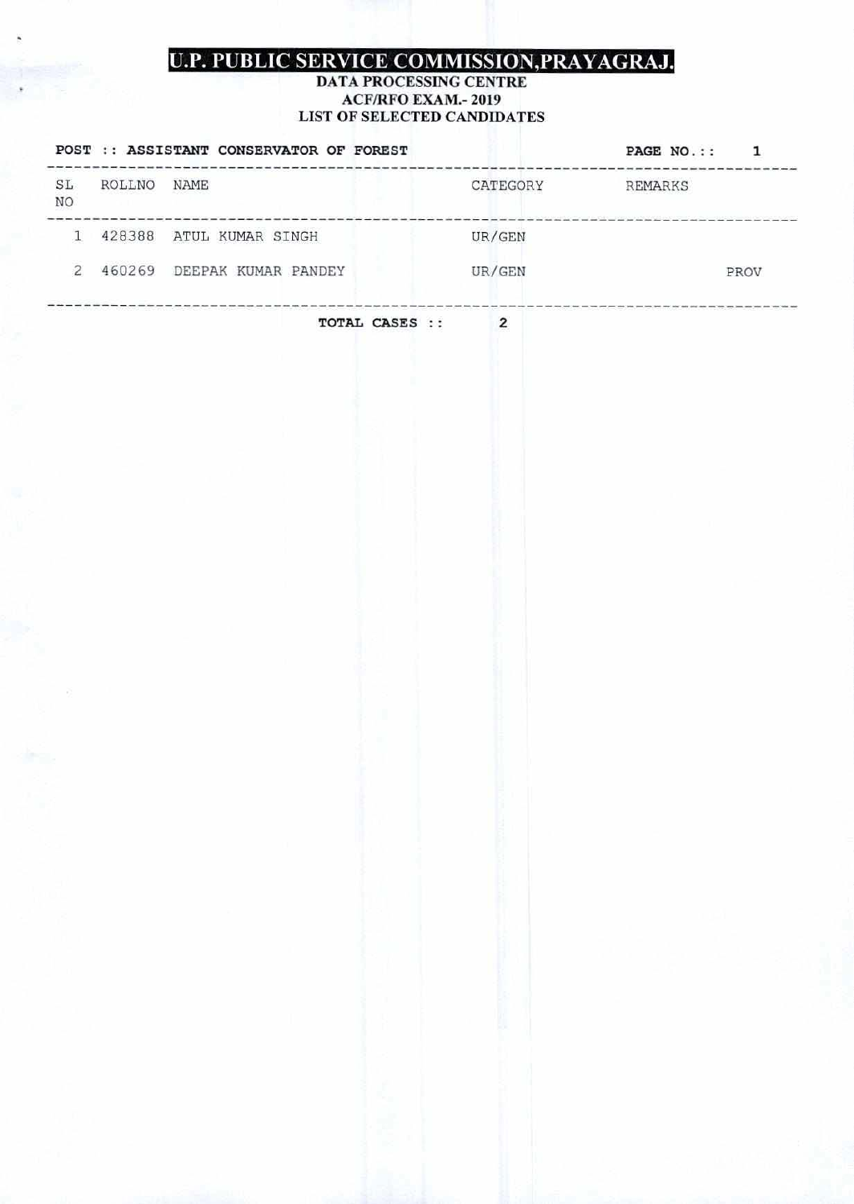# U.P. PUBLIC SERVICE COMMISSION,PRAYAGRAJ.

## DATA PROCESSING CENTRE

## ACF/RFO EXAM.- 2019

## LIST OF SELECTED CANDIDATES

**POST :: ASSISTANT CONSERVATOR OF FOREST**

| SL NO | ROLLNO | NAME | CATEGORY | REMARKS |
|---|---|---|---|---|
| 1 | 428388 | ATUL KUMAR SINGH | UR/GEN | |
| 2 | 460269 | DEEPAK KUMAR PANDEY | UR/GEN | PROV |

**TOTAL CASES :: 2**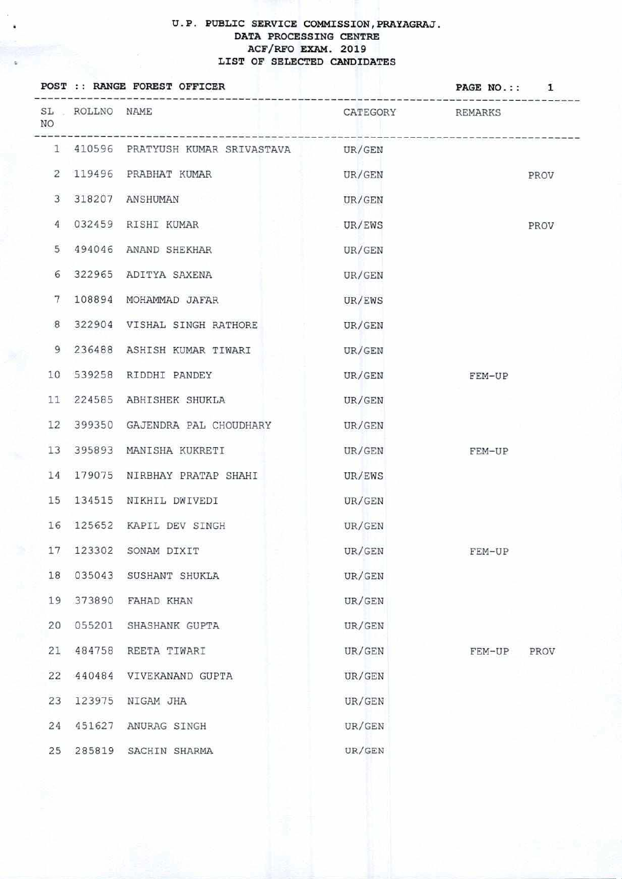# U.P. PUBLIC SERVICE COMMISSION,PRAYAGRAJ.
## DATA PROCESSING CENTRE
## ACF/RFO EXAM. 2019
## LIST OF SELECTED CANDIDATES

**POST :: RANGE FOREST OFFICER**

| SL NO | ROLLNO | NAME | CATEGORY | REMARKS | |
|---|---|---|---|---|---|
| 1 | 410596 | PRATYUSH KUMAR SRIVASTAVA | UR/GEN | | |
| 2 | 119496 | PRABHAT KUMAR | UR/GEN | | PROV |
| 3 | 318207 | ANSHUMAN | UR/GEN | | |
| 4 | 032459 | RISHI KUMAR | UR/EWS | | PROV |
| 5 | 494046 | ANAND SHEKHAR | UR/GEN | | |
| 6 | 322965 | ADITYA SAXENA | UR/GEN | | |
| 7 | 108894 | MOHAMMAD JAFAR | UR/EWS | | |
| 8 | 322904 | VISHAL SINGH RATHORE | UR/GEN | | |
| 9 | 236488 | ASHISH KUMAR TIWARI | UR/GEN | | |
| 10 | 539258 | RIDDHI PANDEY | UR/GEN | FEM-UP | |
| 11 | 224585 | ABHISHEK SHUKLA | UR/GEN | | |
| 12 | 399350 | GAJENDRA PAL CHOUDHARY | UR/GEN | | |
| 13 | 395893 | MANISHA KUKRETI | UR/GEN | FEM-UP | |
| 14 | 179075 | NIRBHAY PRATAP SHAHI | UR/EWS | | |
| 15 | 134515 | NIKHIL DWIVEDI | UR/GEN | | |
| 16 | 125652 | KAPIL DEV SINGH | UR/GEN | | |
| 17 | 123302 | SONAM DIXIT | UR/GEN | FEM-UP | |
| 18 | 035043 | SUSHANT SHUKLA | UR/GEN | | |
| 19 | 373890 | FAHAD KHAN | UR/GEN | | |
| 20 | 055201 | SHASHANK GUPTA | UR/GEN | | |
| 21 | 484758 | REETA TIWARI | UR/GEN | FEM-UP | PROV |
| 22 | 440484 | VIVEKANAND GUPTA | UR/GEN | | |
| 23 | 123975 | NIGAM JHA | UR/GEN | | |
| 24 | 451627 | ANURAG SINGH | UR/GEN | | |
| 25 | 285819 | SACHIN SHARMA | UR/GEN | | |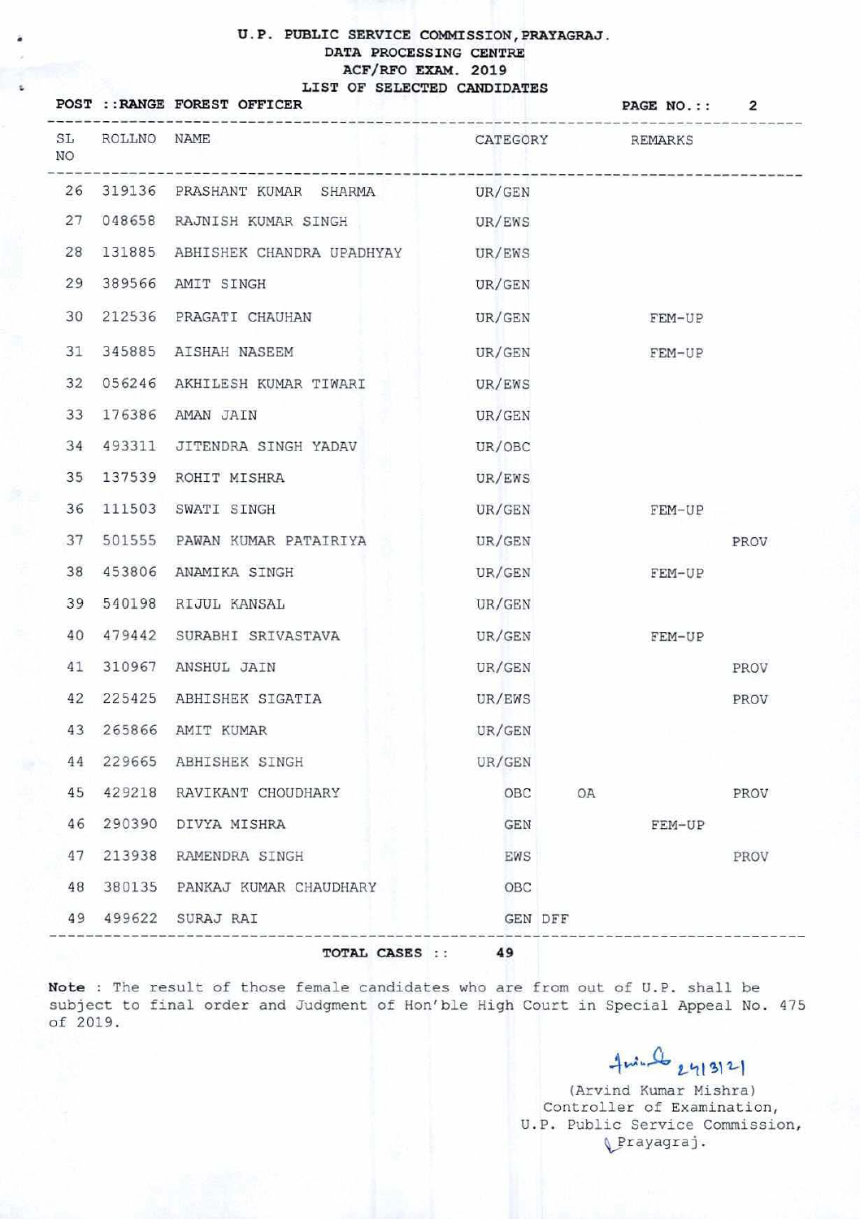**U.P. PUBLIC SERVICE COMMISSION, PRAYAGRAJ.**
**DATA PROCESSING CENTRE**
**ACF/RFO EXAM. 2019**
**LIST OF SELECTED CANDIDATES**

**POST :: RANGE FOREST OFFICER**

| SL NO | ROLLNO | NAME | CATEGORY | REMARKS |
|---|---|---|---|---|
| 26 | 319136 | PRASHANT KUMAR SHARMA | UR/GEN | |
| 27 | 048658 | RAJNISH KUMAR SINGH | UR/EWS | |
| 28 | 131885 | ABHISHEK CHANDRA UPADHYAY | UR/EWS | |
| 29 | 389566 | AMIT SINGH | UR/GEN | |
| 30 | 212536 | PRAGATI CHAUHAN | UR/GEN | FEM-UP |
| 31 | 345885 | AISHAH NASEEM | UR/GEN | FEM-UP |
| 32 | 056246 | AKHILESH KUMAR TIWARI | UR/EWS | |
| 33 | 176386 | AMAN JAIN | UR/GEN | |
| 34 | 493311 | JITENDRA SINGH YADAV | UR/OBC | |
| 35 | 137539 | ROHIT MISHRA | UR/EWS | |
| 36 | 111503 | SWATI SINGH | UR/GEN | FEM-UP |
| 37 | 501555 | PAWAN KUMAR PATAIRIYA | UR/GEN | PROV |
| 38 | 453806 | ANAMIKA SINGH | UR/GEN | FEM-UP |
| 39 | 540198 | RIJUL KANSAL | UR/GEN | |
| 40 | 479442 | SURABHI SRIVASTAVA | UR/GEN | FEM-UP |
| 41 | 310967 | ANSHUL JAIN | UR/GEN | PROV |
| 42 | 225425 | ABHISHEK SIGATIA | UR/EWS | PROV |
| 43 | 265866 | AMIT KUMAR | UR/GEN | |
| 44 | 229665 | ABHISHEK SINGH | UR/GEN | |
| 45 | 429218 | RAVIKANT CHOUDHARY | OBC | OA PROV |
| 46 | 290390 | DIVYA MISHRA | GEN | FEM-UP |
| 47 | 213938 | RAMENDRA SINGH | EWS | PROV |
| 48 | 380135 | PANKAJ KUMAR CHAUDHARY | OBC | |
| 49 | 499622 | SURAJ RAI | GEN | DFF |

**TOTAL CASES :: 49**

**Note** : The result of those female candidates who are from out of U.P. shall be subject to final order and Judgment of Hon'ble High Court in Special Appeal No. 475 of 2019.

24/3/21

(Arvind Kumar Mishra)
Controller of Examination,
U.P. Public Service Commission,
Prayagraj.